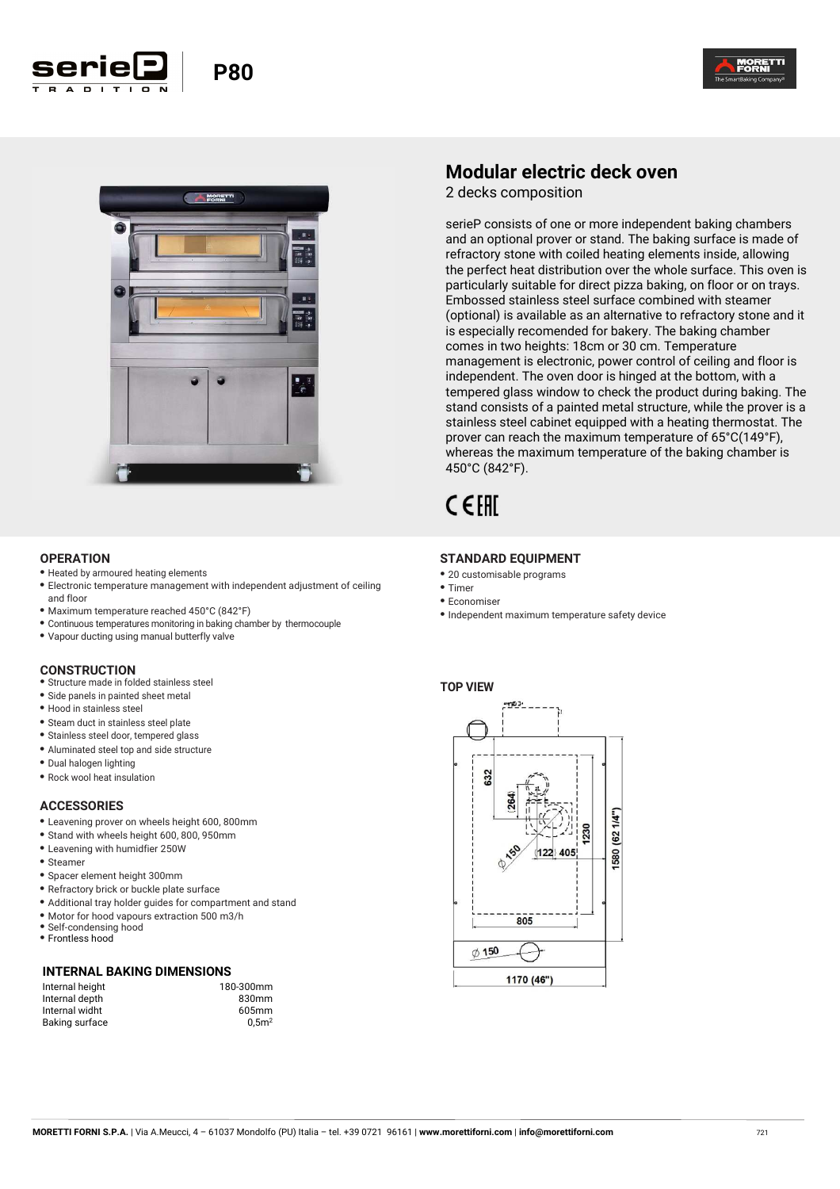# serieP TRADITION | P80

## Modular electric deck oven

2 decks composition

serieP consists of one or more independent baking chambers and an optional prover or stand. The baking surface is made of refractory stone with coiled heating elements inside, allowing the perfect heat distribution over the whole surface. This oven is particularly suitable for direct pizza baking, on floor or on trays. Embossed stainless steel surface combined with steamer (optional) is available as an alternative to refractory stone and it is especially recomended for bakery. The baking chamber comes in two heights: 18cm or 30 cm. Temperature management is electronic, power control of ceiling and floor is independent. The oven door is hinged at the bottom, with a tempered glass window to check the product during baking. The stand consists of a painted metal structure, while the prover is a stainless steel cabinet equipped with a heating thermostat. The prover can reach the maximum temperature of 65°C(149°F), whereas the maximum temperature of the baking chamber is 450°C (842°F).

CE EAC

### OPERATION

- Heated by armoured heating elements
- Electronic temperature management with independent adjustment of ceiling and floor
- Maximum temperature reached 450°C (842°F)
- Continuous temperatures monitoring in baking chamber by thermocouple
- Vapour ducting using manual butterfly valve

### CONSTRUCTION

- Structure made in folded stainless steel
- Side panels in painted sheet metal
- Hood in stainless steel
- Steam duct in stainless steel plate
- Stainless steel door, tempered glass
- Aluminated steel top and side structure
- Dual halogen lighting
- Rock wool heat insulation

### ACCESSORIES

- Leavening prover on wheels height 600, 800mm
- Stand with wheels height 600, 800, 950mm
- Leavening with humidfier 250W
- Steamer
- Spacer element height 300mm
- Refractory brick or buckle plate surface
- Additional tray holder guides for compartment and stand
- Motor for hood vapours extraction 500 m3/h
- Self-condensing hood
- Frontless hood

### INTERNAL BAKING DIMENSIONS

| | |
|---|---|
| Internal height | 180-300mm |
| Internal depth | 830mm |
| Internal widht | 605mm |
| Baking surface | $0,5m^2$ |

### STANDARD EQUIPMENT

- 20 customisable programs
- Timer
- Economiser
- Independent maximum temperature safety device

### TOP VIEW

632, (264), Ø 150, 122, 405, 1230, 1580 (62 1/4"), 805, Ø 150, 1170 (46")

**MORETTI FORNI S.P.A.** | Via A.Meucci, 4 – 61037 Mondolfo (PU) Italia – tel. +39 0721 96161 | **www.morettiforni.com** | **info@morettiforni.com**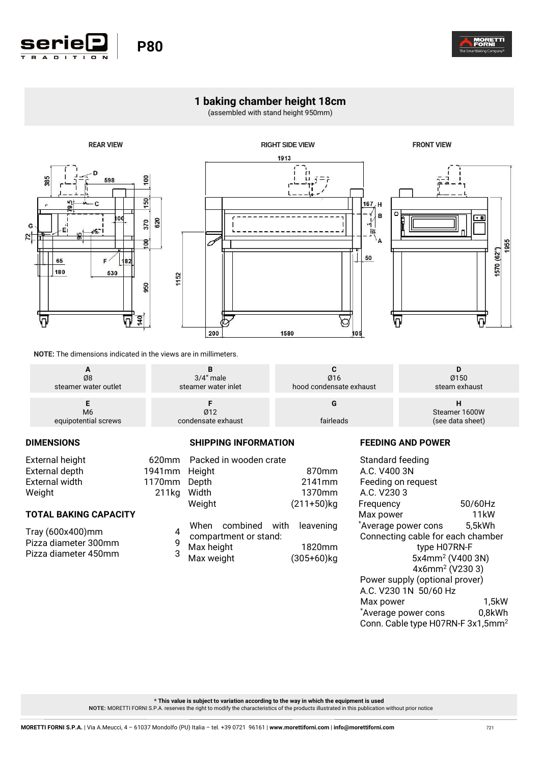# P80

## 1 baking chamber height 18cm

(assembled with stand height 950mm)

REAR VIEW

RIGHT SIDE VIEW

FRONT VIEW

**NOTE:** The dimensions indicated in the views are in millimeters.

| A | B | C | D |
|---|---|---|---|
| Ø8<br>steamer water outlet | 3/4" male<br>steamer water inlet | Ø16<br>hood condensate exhaust | Ø150<br>steam exhaust |
| **E** | **F** | **G** | **H** |
| M6<br>equipotential screws | Ø12<br>condensate exhaust | fairleads | Steamer 1600W<br>(see data sheet) |

### DIMENSIONS

| | |
|---|---|
| External height | 620mm |
| External depth | 1941mm |
| External width | 1170mm |
| Weight | 211kg |

### TOTAL BAKING CAPACITY

| | |
|---|---|
| Tray (600x400)mm | 4 |
| Pizza diameter 300mm | 9 |
| Pizza diameter 450mm | 3 |

### SHIPPING INFORMATION

Packed in wooden crate

| | |
|---|---|
| Height | 870mm |
| Depth | 2141mm |
| Width | 1370mm |
| Weight | (211+50)kg |

When combined with leavening compartment or stand:

| | |
|---|---|
| Max height | 1820mm |
| Max weight | (305+60)kg |

### FEEDING AND POWER

Standard feeding
A.C. V400 3N
Feeding on request
A.C. V230 3

| | |
|---|---|
| Frequency | 50/60Hz |
| Max power | 11kW |
| *Average power cons | 5,5kWh |

Connecting cable for each chamber
type H07RN-F
5x4mm² (V400 3N)
4x6mm² (V230 3)

Power supply (optional prover)
A.C. V230 1N 50/60 Hz

| | |
|---|---|
| Max power | 1,5kW |
| *Average power cons | 0,8kWh |

Conn. Cable type H07RN-F 3x1,5mm²

**\* This value is subject to variation according to the way in which the equipment is used**

**NOTE:** MORETTI FORNI S.P.A. reserves the right to modify the characteristics of the products illustrated in this publication without prior notice

**MORETTI FORNI S.P.A.** | Via A.Meucci, 4 – 61037 Mondolfo (PU) Italia – tel. +39 0721 96161 | **www.morettiforni.com** | **info@morettiforni.com**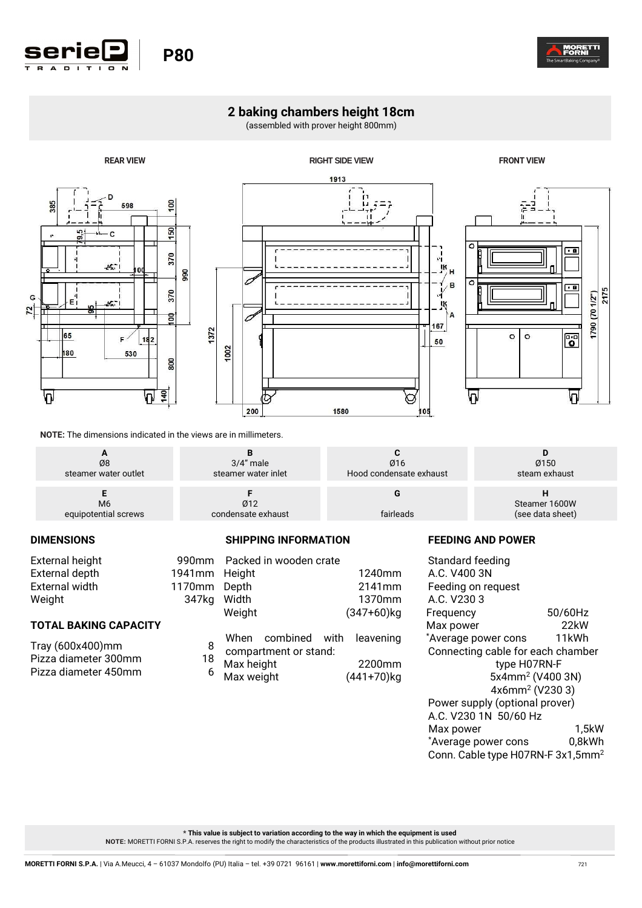# 2 baking chambers height 18cm

(assembled with prover height 800mm)

REAR VIEW | RIGHT SIDE VIEW | FRONT VIEW

**NOTE:** The dimensions indicated in the views are in millimeters.

| A | B | C | D |
|---|---|---|---|
| Ø8 steamer water outlet | 3/4" male steamer water inlet | Ø16 Hood condensate exhaust | Ø150 steam exhaust |
| **E** | **F** | **G** | **H** |
| M6 equipotential screws | Ø12 condensate exhaust | fairleads | Steamer 1600W (see data sheet) |

## DIMENSIONS

| | |
|---|---|
| External height | 990mm |
| External depth | 1941mm |
| External width | 1170mm |
| Weight | 347kg |

## TOTAL BAKING CAPACITY

| | |
|---|---|
| Tray (600x400)mm | 8 |
| Pizza diameter 300mm | 18 |
| Pizza diameter 450mm | 6 |

## SHIPPING INFORMATION

Packed in wooden crate

| | |
|---|---|
| Height | 1240mm |
| Depth | 2141mm |
| Width | 1370mm |
| Weight | (347+60)kg |

When combined with leavening compartment or stand:

| | |
|---|---|
| Max height | 2200mm |
| Max weight | (441+70)kg |

## FEEDING AND POWER

Standard feeding
A.C. V400 3N
Feeding on request
A.C. V230 3

| | |
|---|---|
| Frequency | 50/60Hz |
| Max power | 22kW |
| *Average power cons | 11kWh |

Connecting cable for each chamber type H07RN-F
5x4mm² (V400 3N)
4x6mm² (V230 3)

Power supply (optional prover)
A.C. V230 1N 50/60 Hz

| | |
|---|---|
| Max power | 1,5kW |
| *Average power cons | 0,8kWh |

Conn. Cable type H07RN-F 3x1,5mm²

**\* This value is subject to variation according to the way in which the equipment is used**
**NOTE:** MORETTI FORNI S.P.A. reserves the right to modify the characteristics of the products illustrated in this publication without prior notice

**MORETTI FORNI S.P.A.** | Via A.Meucci, 4 – 61037 Mondolfo (PU) Italia – tel. +39 0721 96161 | **www.morettiforni.com** | **info@morettiforni.com**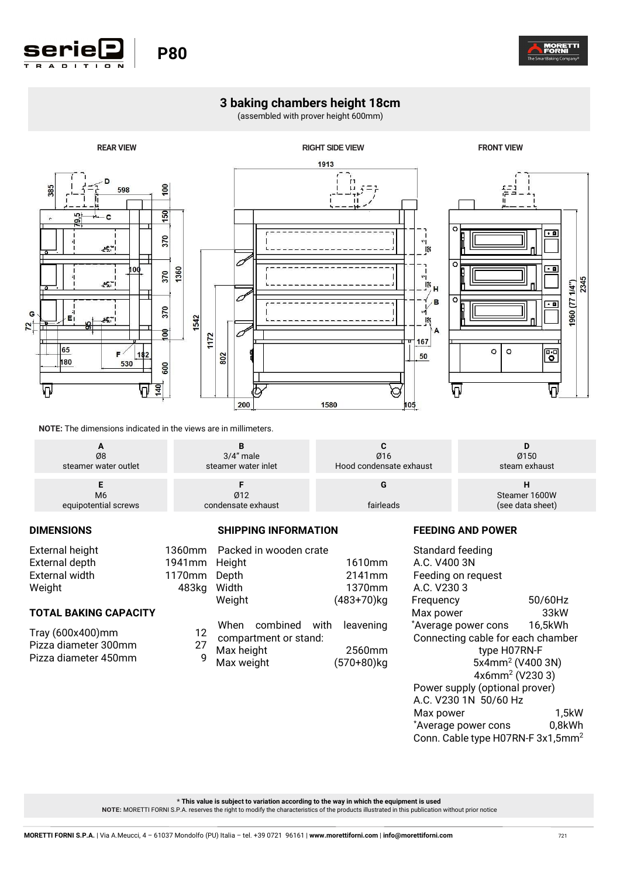# P80

## 3 baking chambers height 18cm

(assembled with prover height 600mm)

REAR VIEW

RIGHT SIDE VIEW

FRONT VIEW

**NOTE:** The dimensions indicated in the views are in millimeters.

| A | B | C | D |
|---|---|---|---|
| Ø8<br>steamer water outlet | 3/4" male<br>steamer water inlet | Ø16<br>Hood condensate exhaust | Ø150<br>steam exhaust |
| **E** | **F** | **G** | **H** |
| M6<br>equipotential screws | Ø12<br>condensate exhaust | fairleads | Steamer 1600W<br>(see data sheet) |

### DIMENSIONS

| | |
|---|---|
| External height | 1360mm |
| External depth | 1941mm |
| External width | 1170mm |
| Weight | 483kg |

### TOTAL BAKING CAPACITY

| | |
|---|---|
| Tray (600x400)mm | 12 |
| Pizza diameter 300mm | 27 |
| Pizza diameter 450mm | 9 |

### SHIPPING INFORMATION

Packed in wooden crate

| | |
|---|---|
| Height | 1610mm |
| Depth | 2141mm |
| Width | 1370mm |
| Weight | (483+70)kg |

When combined with leavening compartment or stand:

| | |
|---|---|
| Max height | 2560mm |
| Max weight | (570+80)kg |

### FEEDING AND POWER

Standard feeding
A.C. V400 3N
Feeding on request
A.C. V230 3

| | |
|---|---|
| Frequency | 50/60Hz |
| Max power | 33kW |
| *Average power cons | 16,5kWh |

Connecting cable for each chamber
type H07RN-F
5x4mm² (V400 3N)
4x6mm² (V230 3)

Power supply (optional prover)
A.C. V230 1N 50/60 Hz

| | |
|---|---|
| Max power | 1,5kW |
| *Average power cons | 0,8kWh |

Conn. Cable type H07RN-F 3x1,5mm²

**\* This value is subject to variation according to the way in which the equipment is used**

**NOTE:** MORETTI FORNI S.P.A. reserves the right to modify the characteristics of the products illustrated in this publication without prior notice

**MORETTI FORNI S.P.A.** | Via A.Meucci, 4 – 61037 Mondolfo (PU) Italia – tel. +39 0721 96161 | **www.morettiforni.com** | **info@morettiforni.com**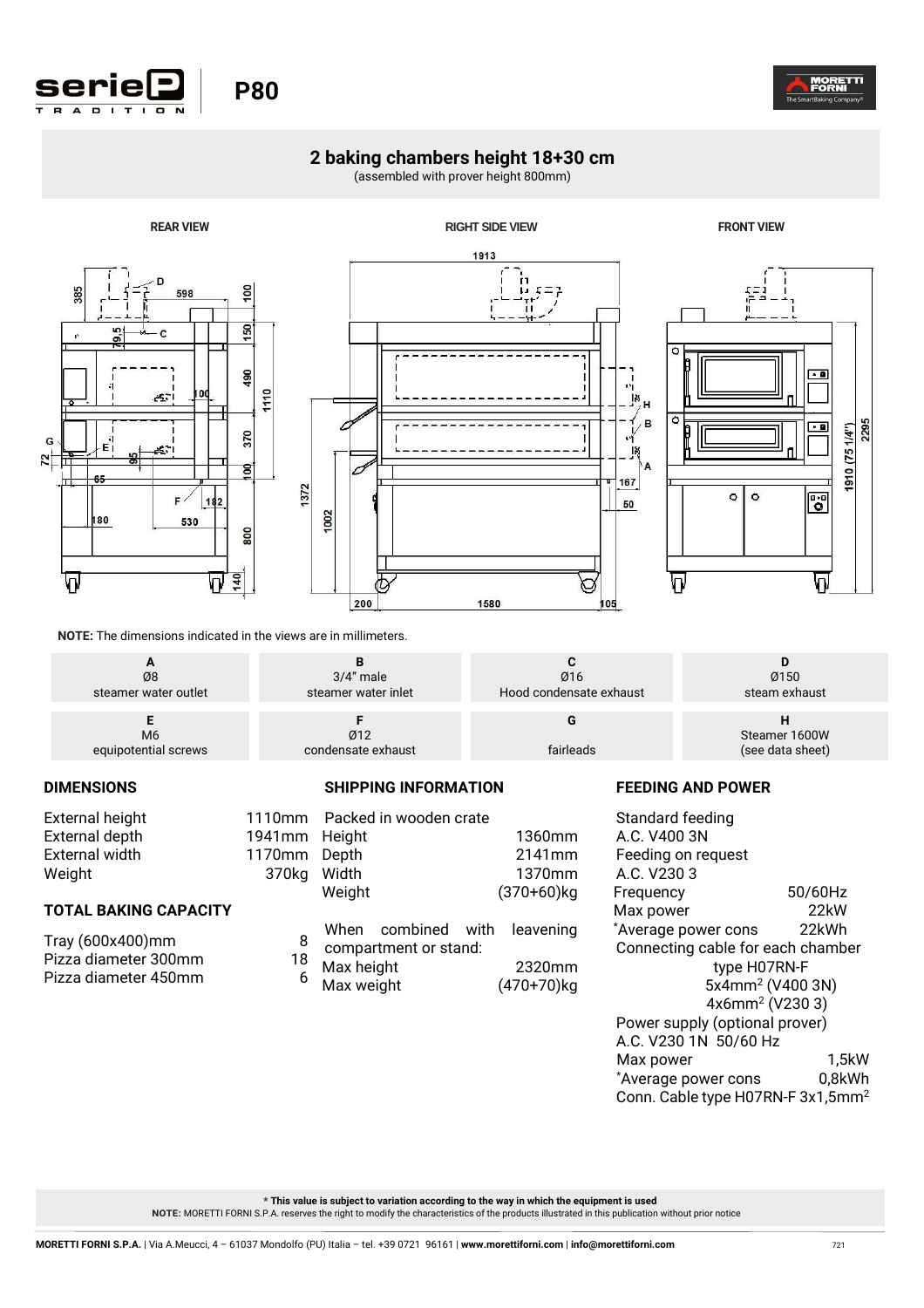# P80

## 2 baking chambers height 18+30 cm

(assembled with prover height 800mm)

REAR VIEW

RIGHT SIDE VIEW

FRONT VIEW

**NOTE:** The dimensions indicated in the views are in millimeters.

| A | B | C | D |
|---|---|---|---|
| Ø8 steamer water outlet | 3/4" male steamer water inlet | Ø16 Hood condensate exhaust | Ø150 steam exhaust |
| **E** | **F** | **G** | **H** |
| M6 equipotential screws | Ø12 condensate exhaust | fairleads | Steamer 1600W (see data sheet) |

### DIMENSIONS

| | |
|---|---|
| External height | 1110mm |
| External depth | 1941mm |
| External width | 1170mm |
| Weight | 370kg |

### TOTAL BAKING CAPACITY

| | |
|---|---|
| Tray (600x400)mm | 8 |
| Pizza diameter 300mm | 18 |
| Pizza diameter 450mm | 6 |

### SHIPPING INFORMATION

Packed in wooden crate

| | |
|---|---|
| Height | 1360mm |
| Depth | 2141mm |
| Width | 1370mm |
| Weight | (370+60)kg |

When combined with leavening compartment or stand:

| | |
|---|---|
| Max height | 2320mm |
| Max weight | (470+70)kg |

### FEEDING AND POWER

Standard feeding
A.C. V400 3N
Feeding on request
A.C. V230 3

| | |
|---|---|
| Frequency | 50/60Hz |
| Max power | 22kW |
| *Average power cons | 22kWh |

Connecting cable for each chamber
type H07RN-F
5x4mm$^2$ (V400 3N)
4x6mm$^2$ (V230 3)

Power supply (optional prover)
A.C. V230 1N 50/60 Hz

| | |
|---|---|
| Max power | 1,5kW |
| *Average power cons | 0,8kWh |

Conn. Cable type H07RN-F 3x1,5mm$^2$

**\* This value is subject to variation according to the way in which the equipment is used**

**NOTE:** MORETTI FORNI S.P.A. reserves the right to modify the characteristics of the products illustrated in this publication without prior notice

**MORETTI FORNI S.P.A.** | Via A.Meucci, 4 – 61037 Mondolfo (PU) Italia – tel. +39 0721 96161 | **www.morettiforni.com** | **info@morettiforni.com**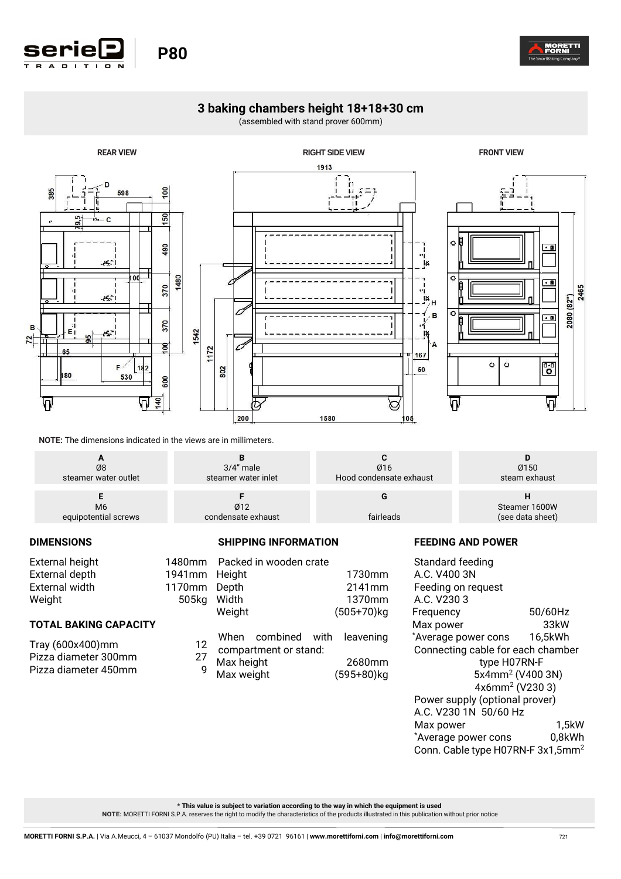# serieP TRADITION P80

## 3 baking chambers height 18+18+30 cm

(assembled with stand prover 600mm)

REAR VIEW — RIGHT SIDE VIEW — FRONT VIEW

**NOTE:** The dimensions indicated in the views are in millimeters.

| A | B | C | D |
|---|---|---|---|
| Ø8 steamer water outlet | 3/4" male steamer water inlet | Ø16 Hood condensate exhaust | Ø150 steam exhaust |
| **E** | **F** | **G** | **H** |
| M6 equipotential screws | Ø12 condensate exhaust | fairleads | Steamer 1600W (see data sheet) |

### DIMENSIONS

| | |
|---|---|
| External height | 1480mm |
| External depth | 1941mm |
| External width | 1170mm |
| Weight | 505kg |

### TOTAL BAKING CAPACITY

| | |
|---|---|
| Tray (600x400)mm | 12 |
| Pizza diameter 300mm | 27 |
| Pizza diameter 450mm | 9 |

### SHIPPING INFORMATION

Packed in wooden crate

| | |
|---|---|
| Height | 1730mm |
| Depth | 2141mm |
| Width | 1370mm |
| Weight | (505+70)kg |

When combined with leavening compartment or stand:

| | |
|---|---|
| Max height | 2680mm |
| Max weight | (595+80)kg |

### FEEDING AND POWER

Standard feeding
A.C. V400 3N
Feeding on request
A.C. V230 3

| | |
|---|---|
| Frequency | 50/60Hz |
| Max power | 33kW |
| *Average power cons | 16,5kWh |

Connecting cable for each chamber type H07RN-F $5x4mm^2$ (V400 3N) $4x6mm^2$ (V230 3)

Power supply (optional prover)
A.C. V230 1N 50/60 Hz

| | |
|---|---|
| Max power | 1,5kW |
| *Average power cons | 0,8kWh |

Conn. Cable type H07RN-F $3x1,5mm^2$

**\* This value is subject to variation according to the way in which the equipment is used**

**NOTE:** MORETTI FORNI S.P.A. reserves the right to modify the characteristics of the products illustrated in this publication without prior notice

**MORETTI FORNI S.P.A.** | Via A.Meucci, 4 – 61037 Mondolfo (PU) Italia – tel. +39 0721 96161 | **www.morettiforni.com** | **info@morettiforni.com**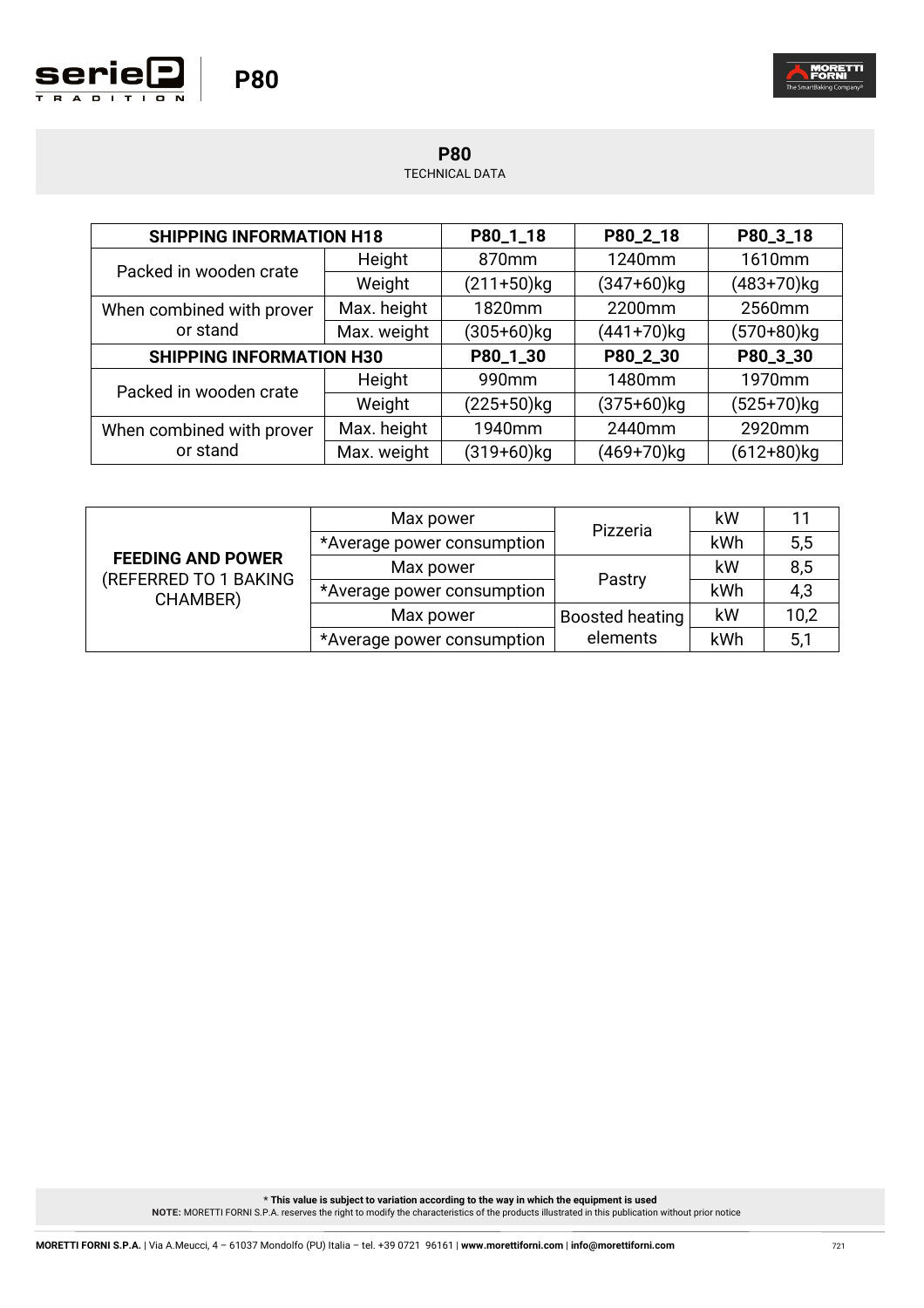## P80

TECHNICAL DATA

| SHIPPING INFORMATION H18 | | P80_1_18 | P80_2_18 | P80_3_18 |
|---|---|---|---|---|
| Packed in wooden crate | Height | 870mm | 1240mm | 1610mm |
| | Weight | (211+50)kg | (347+60)kg | (483+70)kg |
| When combined with prover or stand | Max. height | 1820mm | 2200mm | 2560mm |
| | Max. weight | (305+60)kg | (441+70)kg | (570+80)kg |
| **SHIPPING INFORMATION H30** | | **P80_1_30** | **P80_2_30** | **P80_3_30** |
| Packed in wooden crate | Height | 990mm | 1480mm | 1970mm |
| | Weight | (225+50)kg | (375+60)kg | (525+70)kg |
| When combined with prover or stand | Max. height | 1940mm | 2440mm | 2920mm |
| | Max. weight | (319+60)kg | (469+70)kg | (612+80)kg |

| | | | | |
|---|---|---|---|---|
| **FEEDING AND POWER** (REFERRED TO 1 BAKING CHAMBER) | Max power | Pizzeria | kW | 11 |
| | *Average power consumption | | kWh | 5,5 |
| | Max power | Pastry | kW | 8,5 |
| | *Average power consumption | | kWh | 4,3 |
| | Max power | Boosted heating elements | kW | 10,2 |
| | *Average power consumption | | kWh | 5,1 |

**\* This value is subject to variation according to the way in which the equipment is used**

**NOTE:** MORETTI FORNI S.P.A. reserves the right to modify the characteristics of the products illustrated in this publication without prior notice

**MORETTI FORNI S.P.A.** | Via A.Meucci, 4 – 61037 Mondolfo (PU) Italia – tel. +39 0721 96161 | **www.morettiforni.com** | **info@morettiforni.com**